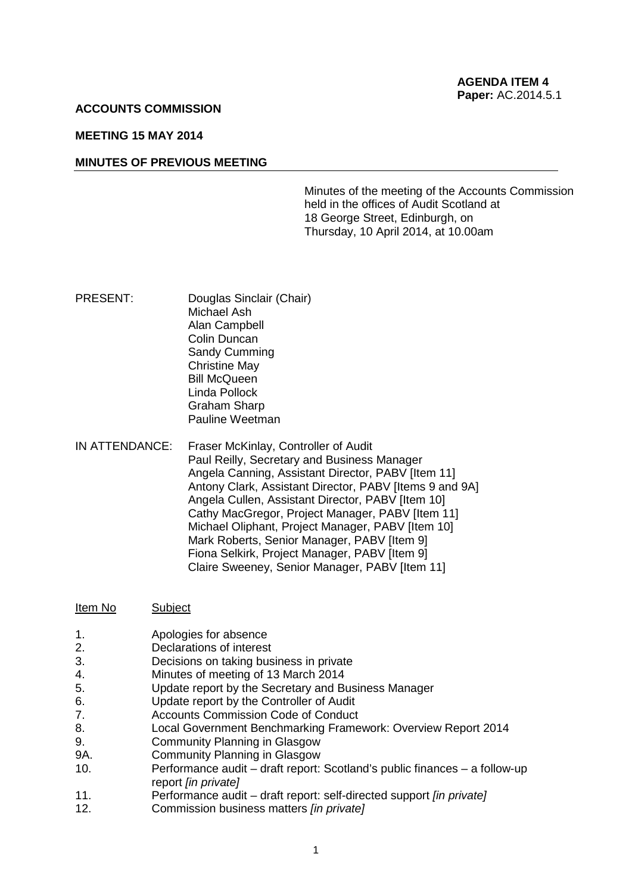**AGENDA ITEM 4**
**Paper:** AC.2014.5.1

**ACCOUNTS COMMISSION**

**MEETING 15 MAY 2014**

**MINUTES OF PREVIOUS MEETING**

Minutes of the meeting of the Accounts Commission held in the offices of Audit Scotland at 18 George Street, Edinburgh, on Thursday, 10 April 2014, at 10.00am

PRESENT: Douglas Sinclair (Chair)
Michael Ash
Alan Campbell
Colin Duncan
Sandy Cumming
Christine May
Bill McQueen
Linda Pollock
Graham Sharp
Pauline Weetman

IN ATTENDANCE: Fraser McKinlay, Controller of Audit
Paul Reilly, Secretary and Business Manager
Angela Canning, Assistant Director, PABV [Item 11]
Antony Clark, Assistant Director, PABV [Items 9 and 9A]
Angela Cullen, Assistant Director, PABV [Item 10]
Cathy MacGregor, Project Manager, PABV [Item 11]
Michael Oliphant, Project Manager, PABV [Item 10]
Mark Roberts, Senior Manager, PABV [Item 9]
Fiona Selkirk, Project Manager, PABV [Item 9]
Claire Sweeney, Senior Manager, PABV [Item 11]

| Item No | Subject |
|---|---|
| 1. | Apologies for absence |
| 2. | Declarations of interest |
| 3. | Decisions on taking business in private |
| 4. | Minutes of meeting of 13 March 2014 |
| 5. | Update report by the Secretary and Business Manager |
| 6. | Update report by the Controller of Audit |
| 7. | Accounts Commission Code of Conduct |
| 8. | Local Government Benchmarking Framework: Overview Report 2014 |
| 9. | Community Planning in Glasgow |
| 9A. | Community Planning in Glasgow |
| 10. | Performance audit – draft report: Scotland's public finances – a follow-up report *[in private]* |
| 11. | Performance audit – draft report: self-directed support *[in private]* |
| 12. | Commission business matters *[in private]* |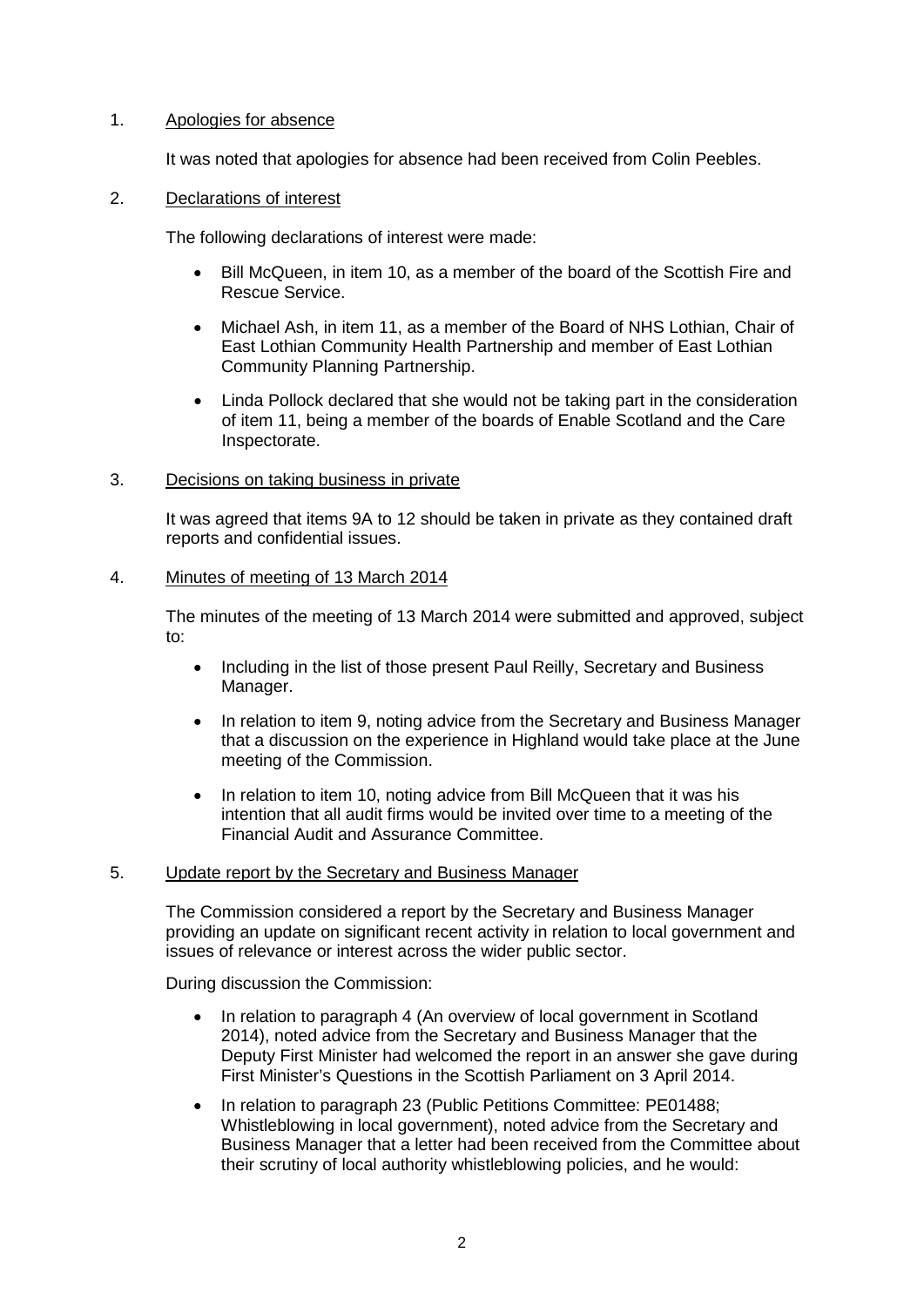1. <u>Apologies for absence</u>

   It was noted that apologies for absence had been received from Colin Peebles.

2. <u>Declarations of interest</u>

   The following declarations of interest were made:

   - Bill McQueen, in item 10, as a member of the board of the Scottish Fire and Rescue Service.
   - Michael Ash, in item 11, as a member of the Board of NHS Lothian, Chair of East Lothian Community Health Partnership and member of East Lothian Community Planning Partnership.
   - Linda Pollock declared that she would not be taking part in the consideration of item 11, being a member of the boards of Enable Scotland and the Care Inspectorate.

3. <u>Decisions on taking business in private</u>

   It was agreed that items 9A to 12 should be taken in private as they contained draft reports and confidential issues.

4. <u>Minutes of meeting of 13 March 2014</u>

   The minutes of the meeting of 13 March 2014 were submitted and approved, subject to:

   - Including in the list of those present Paul Reilly, Secretary and Business Manager.
   - In relation to item 9, noting advice from the Secretary and Business Manager that a discussion on the experience in Highland would take place at the June meeting of the Commission.
   - In relation to item 10, noting advice from Bill McQueen that it was his intention that all audit firms would be invited over time to a meeting of the Financial Audit and Assurance Committee.

5. <u>Update report by the Secretary and Business Manager</u>

   The Commission considered a report by the Secretary and Business Manager providing an update on significant recent activity in relation to local government and issues of relevance or interest across the wider public sector.

   During discussion the Commission:

   - In relation to paragraph 4 (An overview of local government in Scotland 2014), noted advice from the Secretary and Business Manager that the Deputy First Minister had welcomed the report in an answer she gave during First Minister's Questions in the Scottish Parliament on 3 April 2014.
   - In relation to paragraph 23 (Public Petitions Committee: PE01488; Whistleblowing in local government), noted advice from the Secretary and Business Manager that a letter had been received from the Committee about their scrutiny of local authority whistleblowing policies, and he would: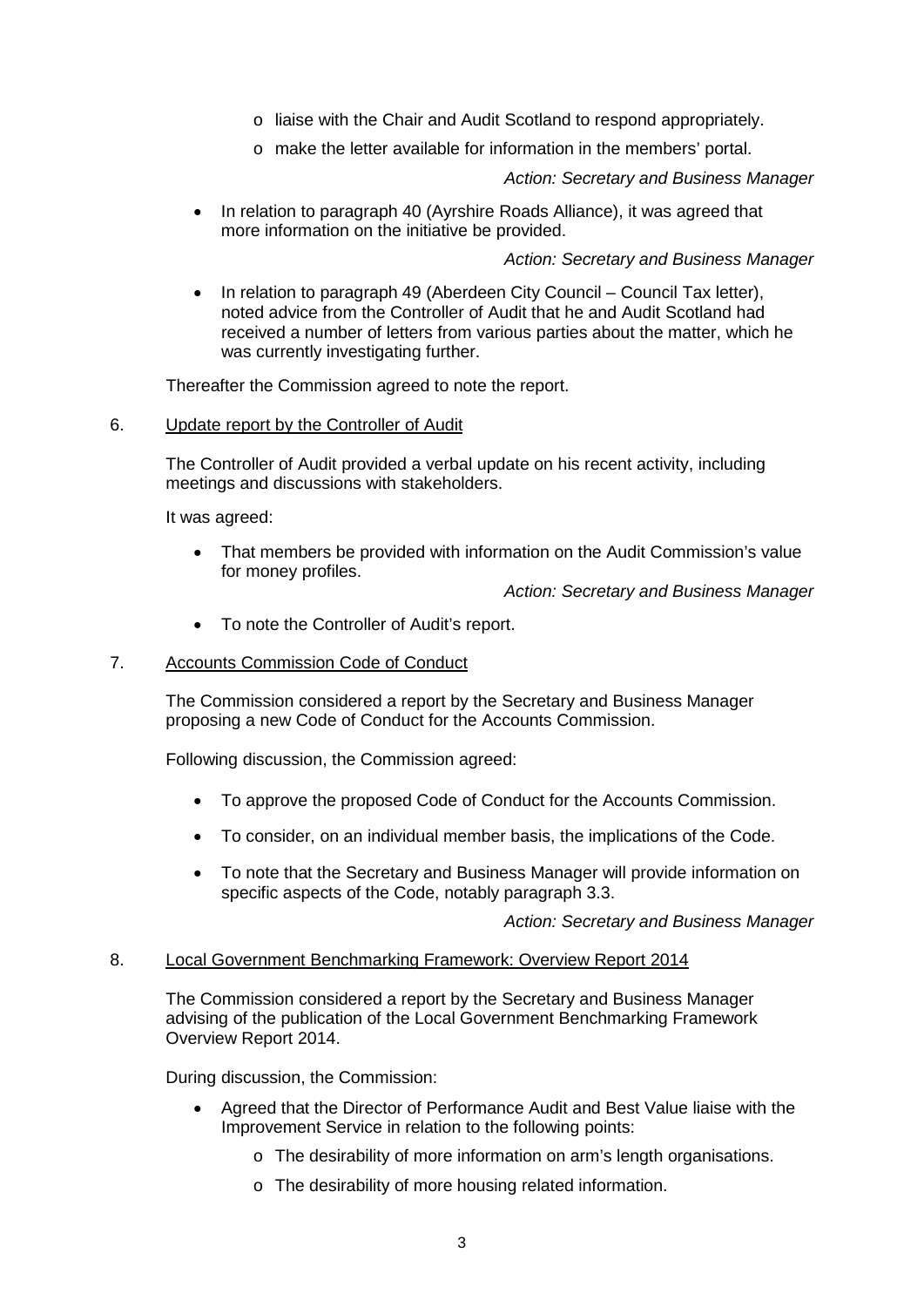- liaise with the Chair and Audit Scotland to respond appropriately.
- make the letter available for information in the members' portal.

*Action: Secretary and Business Manager*

- In relation to paragraph 40 (Ayrshire Roads Alliance), it was agreed that more information on the initiative be provided.

*Action: Secretary and Business Manager*

- In relation to paragraph 49 (Aberdeen City Council – Council Tax letter), noted advice from the Controller of Audit that he and Audit Scotland had received a number of letters from various parties about the matter, which he was currently investigating further.

Thereafter the Commission agreed to note the report.

6. Update report by the Controller of Audit

The Controller of Audit provided a verbal update on his recent activity, including meetings and discussions with stakeholders.

It was agreed:

- That members be provided with information on the Audit Commission's value for money profiles.

*Action: Secretary and Business Manager*

- To note the Controller of Audit's report.

7. Accounts Commission Code of Conduct

The Commission considered a report by the Secretary and Business Manager proposing a new Code of Conduct for the Accounts Commission.

Following discussion, the Commission agreed:

- To approve the proposed Code of Conduct for the Accounts Commission.
- To consider, on an individual member basis, the implications of the Code.
- To note that the Secretary and Business Manager will provide information on specific aspects of the Code, notably paragraph 3.3.

*Action: Secretary and Business Manager*

8. Local Government Benchmarking Framework: Overview Report 2014

The Commission considered a report by the Secretary and Business Manager advising of the publication of the Local Government Benchmarking Framework Overview Report 2014.

During discussion, the Commission:

- Agreed that the Director of Performance Audit and Best Value liaise with the Improvement Service in relation to the following points:
  - The desirability of more information on arm's length organisations.
  - The desirability of more housing related information.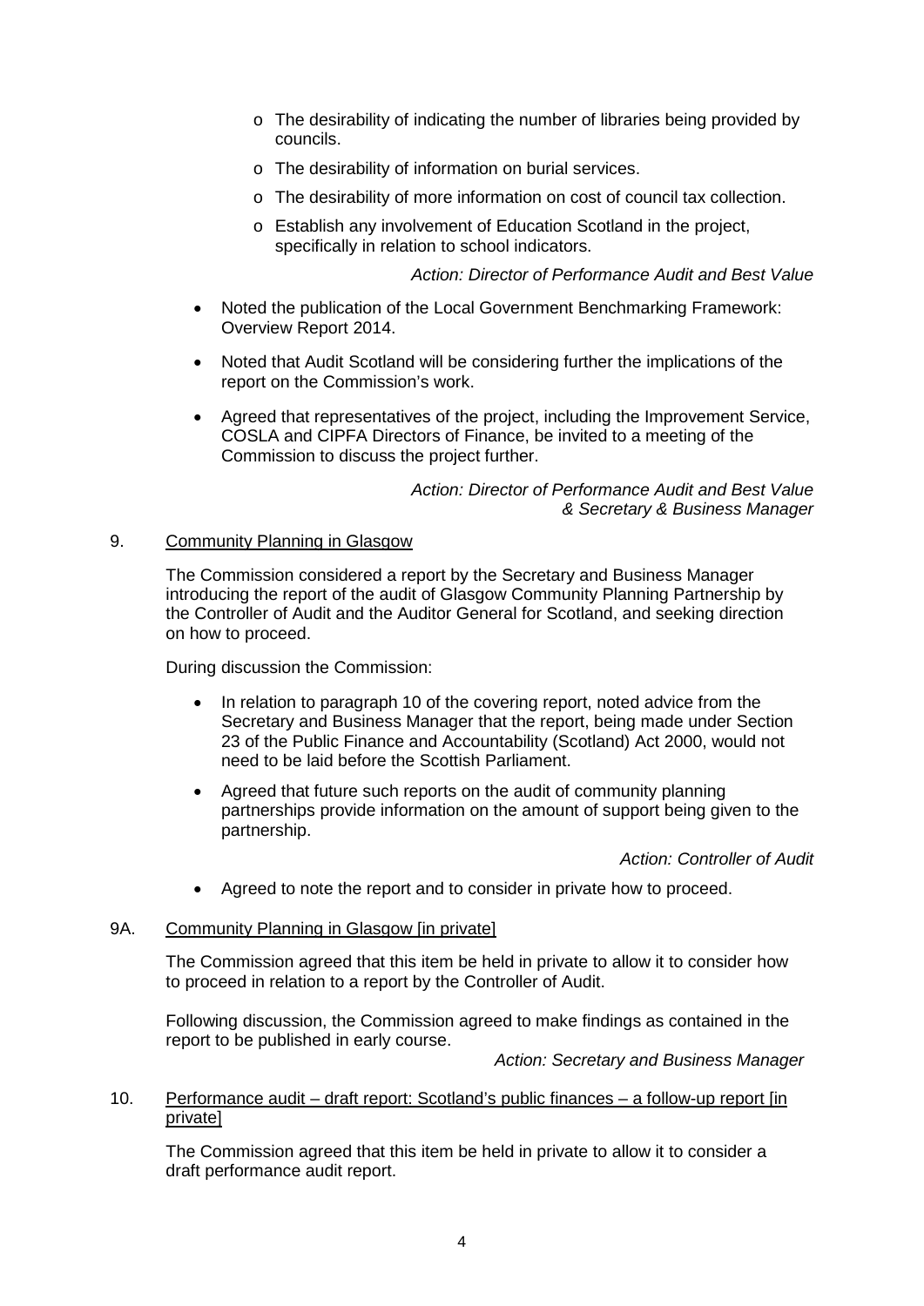- The desirability of indicating the number of libraries being provided by councils.
    - The desirability of information on burial services.
    - The desirability of more information on cost of council tax collection.
    - Establish any involvement of Education Scotland in the project, specifically in relation to school indicators.

*Action: Director of Performance Audit and Best Value*

- Noted the publication of the Local Government Benchmarking Framework: Overview Report 2014.
- Noted that Audit Scotland will be considering further the implications of the report on the Commission's work.
- Agreed that representatives of the project, including the Improvement Service, COSLA and CIPFA Directors of Finance, be invited to a meeting of the Commission to discuss the project further.

*Action: Director of Performance Audit and Best Value & Secretary & Business Manager*

9. Community Planning in Glasgow

The Commission considered a report by the Secretary and Business Manager introducing the report of the audit of Glasgow Community Planning Partnership by the Controller of Audit and the Auditor General for Scotland, and seeking direction on how to proceed.

During discussion the Commission:

- In relation to paragraph 10 of the covering report, noted advice from the Secretary and Business Manager that the report, being made under Section 23 of the Public Finance and Accountability (Scotland) Act 2000, would not need to be laid before the Scottish Parliament.
- Agreed that future such reports on the audit of community planning partnerships provide information on the amount of support being given to the partnership.

*Action: Controller of Audit*

- Agreed to note the report and to consider in private how to proceed.

9A. Community Planning in Glasgow [in private]

The Commission agreed that this item be held in private to allow it to consider how to proceed in relation to a report by the Controller of Audit.

Following discussion, the Commission agreed to make findings as contained in the report to be published in early course.

*Action: Secretary and Business Manager*

10. Performance audit – draft report: Scotland's public finances – a follow-up report [in private]

The Commission agreed that this item be held in private to allow it to consider a draft performance audit report.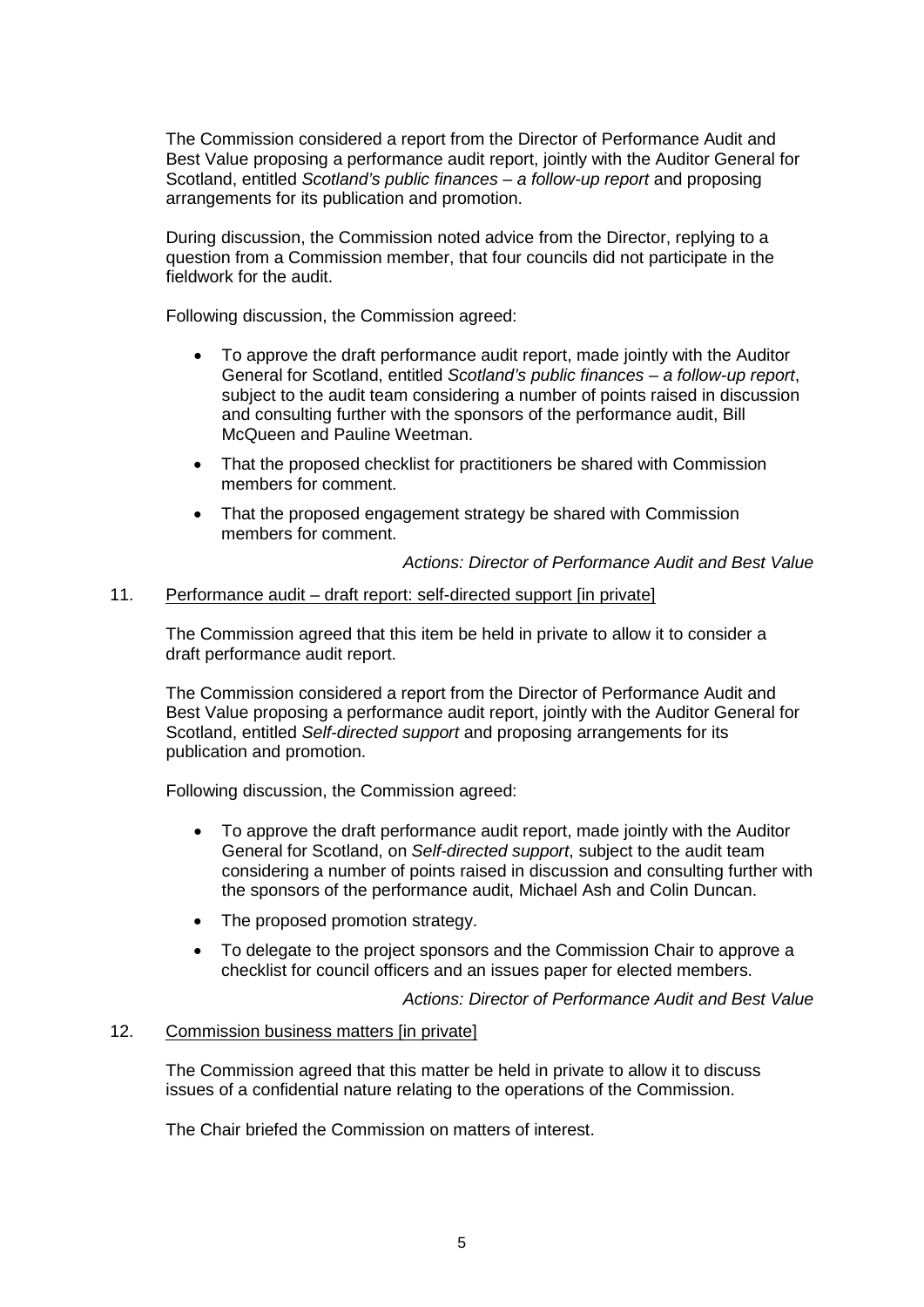The Commission considered a report from the Director of Performance Audit and Best Value proposing a performance audit report, jointly with the Auditor General for Scotland, entitled *Scotland's public finances – a follow-up report* and proposing arrangements for its publication and promotion.

During discussion, the Commission noted advice from the Director, replying to a question from a Commission member, that four councils did not participate in the fieldwork for the audit.

Following discussion, the Commission agreed:

- To approve the draft performance audit report, made jointly with the Auditor General for Scotland, entitled *Scotland's public finances – a follow-up report*, subject to the audit team considering a number of points raised in discussion and consulting further with the sponsors of the performance audit, Bill McQueen and Pauline Weetman.
- That the proposed checklist for practitioners be shared with Commission members for comment.
- That the proposed engagement strategy be shared with Commission members for comment.

*Actions: Director of Performance Audit and Best Value*

11. Performance audit – draft report: self-directed support [in private]

The Commission agreed that this item be held in private to allow it to consider a draft performance audit report.

The Commission considered a report from the Director of Performance Audit and Best Value proposing a performance audit report, jointly with the Auditor General for Scotland, entitled *Self-directed support* and proposing arrangements for its publication and promotion.

Following discussion, the Commission agreed:

- To approve the draft performance audit report, made jointly with the Auditor General for Scotland, on *Self-directed support*, subject to the audit team considering a number of points raised in discussion and consulting further with the sponsors of the performance audit, Michael Ash and Colin Duncan.
- The proposed promotion strategy.
- To delegate to the project sponsors and the Commission Chair to approve a checklist for council officers and an issues paper for elected members.

*Actions: Director of Performance Audit and Best Value*

12. Commission business matters [in private]

The Commission agreed that this matter be held in private to allow it to discuss issues of a confidential nature relating to the operations of the Commission.

The Chair briefed the Commission on matters of interest.